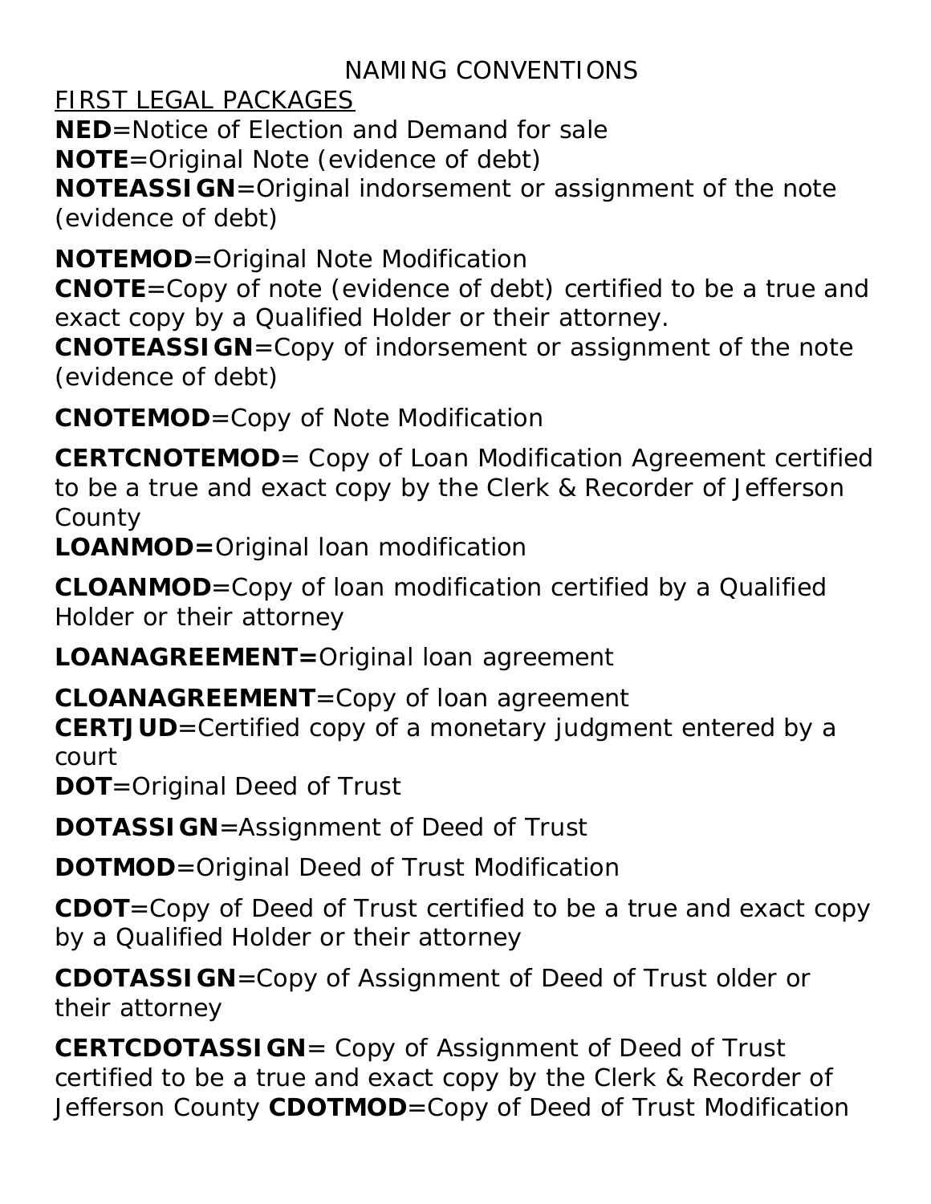# NAMING CONVENTIONS

<u>FIRST LEGAL PACKAGES</u>

**NED**=Notice of Election and Demand for sale

**NOTE**=Original Note (evidence of debt)

**NOTEASSIGN**=Original indorsement or assignment of the note (evidence of debt)

**NOTEMOD**=Original Note Modification

**CNOTE**=Copy of note (evidence of debt) certified to be a true and exact copy by a Qualified Holder or their attorney.

**CNOTEASSIGN**=Copy of indorsement or assignment of the note (evidence of debt)

**CNOTEMOD**=Copy of Note Modification

**CERTCNOTEMOD**= Copy of Loan Modification Agreement certified to be a true and exact copy by the Clerk & Recorder of Jefferson County

**LOANMOD=**Original loan modification

**CLOANMOD**=Copy of loan modification certified by a Qualified Holder or their attorney

**LOANAGREEMENT=**Original loan agreement

**CLOANAGREEMENT**=Copy of loan agreement

**CERTJUD**=Certified copy of a monetary judgment entered by a court

**DOT**=Original Deed of Trust

**DOTASSIGN**=Assignment of Deed of Trust

**DOTMOD**=Original Deed of Trust Modification

**CDOT**=Copy of Deed of Trust certified to be a true and exact copy by a Qualified Holder or their attorney

**CDOTASSIGN**=Copy of Assignment of Deed of Trust older or their attorney

**CERTCDOTASSIGN**= Copy of Assignment of Deed of Trust certified to be a true and exact copy by the Clerk & Recorder of Jefferson County **CDOTMOD**=Copy of Deed of Trust Modification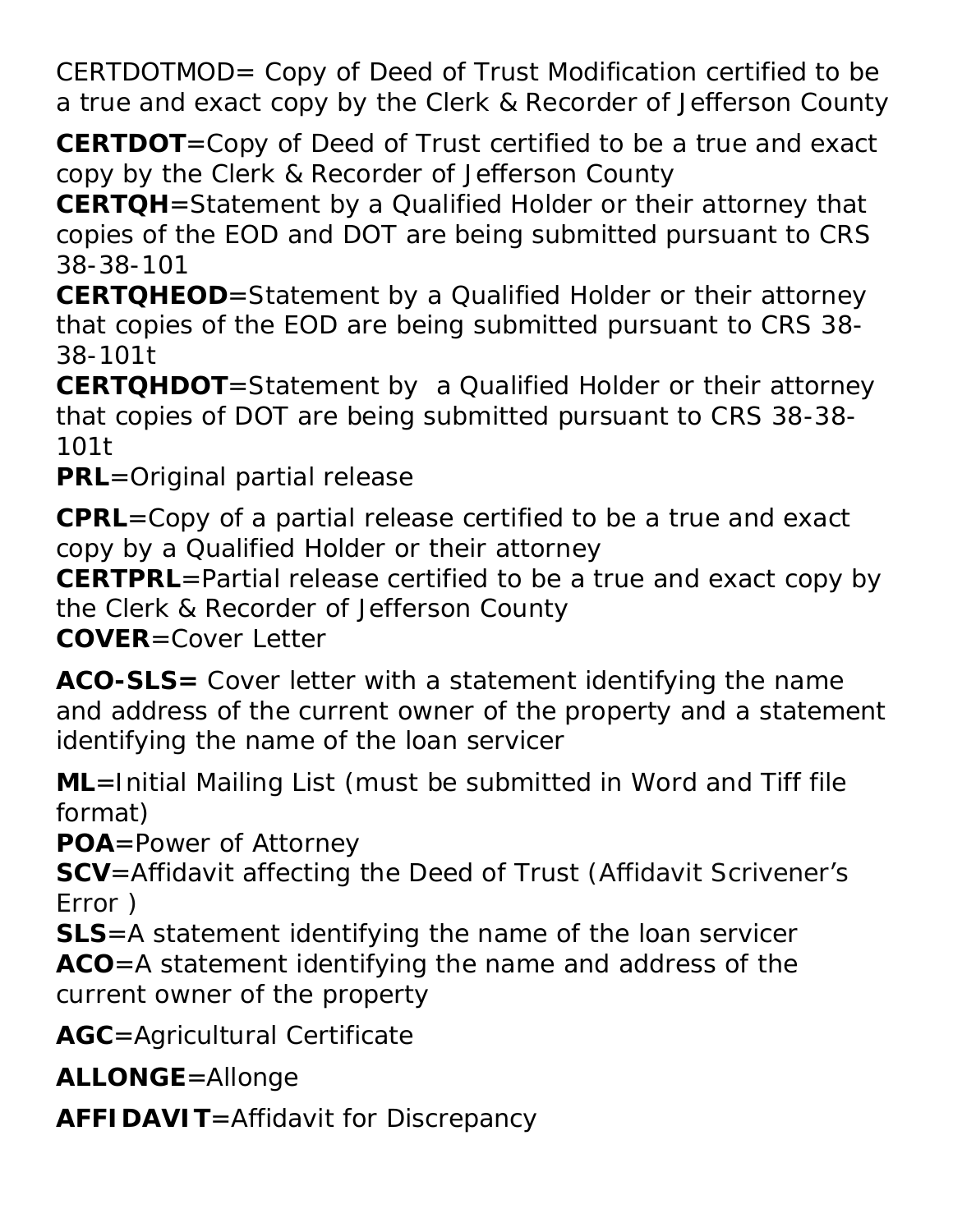CERTDOTMOD= Copy of Deed of Trust Modification certified to be a true and exact copy by the Clerk & Recorder of Jefferson County

**CERTDOT**=Copy of Deed of Trust certified to be a true and exact copy by the Clerk & Recorder of Jefferson County
**CERTQH**=Statement by a Qualified Holder or their attorney that copies of the EOD and DOT are being submitted pursuant to CRS 38-38-101
**CERTQHEOD**=Statement by a Qualified Holder or their attorney that copies of the EOD are being submitted pursuant to CRS 38-38-101t
**CERTQHDOT**=Statement by a Qualified Holder or their attorney that copies of DOT are being submitted pursuant to CRS 38-38-101t
**PRL**=Original partial release

**CPRL**=Copy of a partial release certified to be a true and exact copy by a Qualified Holder or their attorney
**CERTPRL**=Partial release certified to be a true and exact copy by the Clerk & Recorder of Jefferson County
**COVER**=Cover Letter

**ACO-SLS=** Cover letter with a statement identifying the name and address of the current owner of the property and a statement identifying the name of the loan servicer

**ML**=Initial Mailing List (must be submitted in Word and Tiff file format)
**POA**=Power of Attorney
**SCV**=Affidavit affecting the Deed of Trust (Affidavit Scrivener's Error )
**SLS**=A statement identifying the name of the loan servicer
**ACO**=A statement identifying the name and address of the current owner of the property

**AGC**=Agricultural Certificate

**ALLONGE**=Allonge

**AFFIDAVIT**=Affidavit for Discrepancy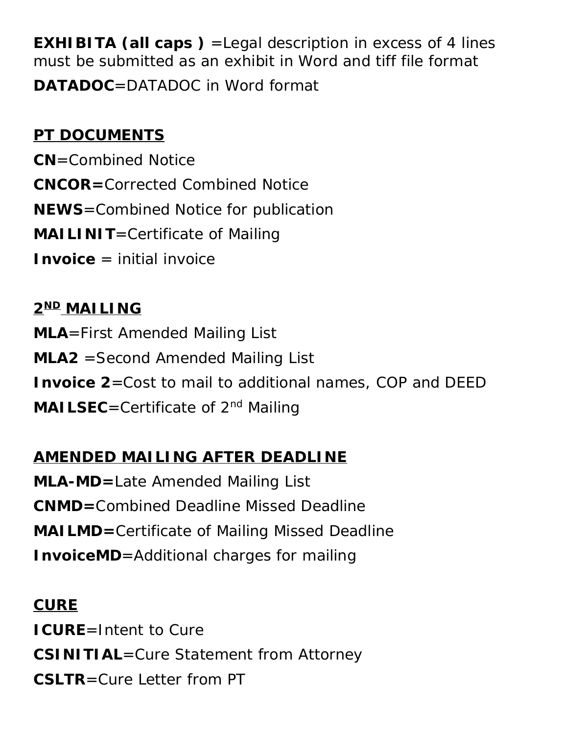**EXHIBITA (all caps )** =Legal description in excess of 4 lines must be submitted as an exhibit in Word and tiff file format

**DATADOC**=DATADOC in Word format

## PT DOCUMENTS

**CN**=Combined Notice

**CNCOR=**Corrected Combined Notice

**NEWS**=Combined Notice for publication

**MAILINIT**=Certificate of Mailing

**Invoice** = initial invoice

## 2ND MAILING

**MLA**=First Amended Mailing List

**MLA2** =Second Amended Mailing List

**Invoice 2**=Cost to mail to additional names, COP and DEED

**MAILSEC**=Certificate of 2nd Mailing

## AMENDED MAILING AFTER DEADLINE

**MLA-MD=**Late Amended Mailing List

**CNMD=**Combined Deadline Missed Deadline

**MAILMD=**Certificate of Mailing Missed Deadline

**InvoiceMD**=Additional charges for mailing

## CURE

**ICURE**=Intent to Cure

**CSINITIAL**=Cure Statement from Attorney

**CSLTR**=Cure Letter from PT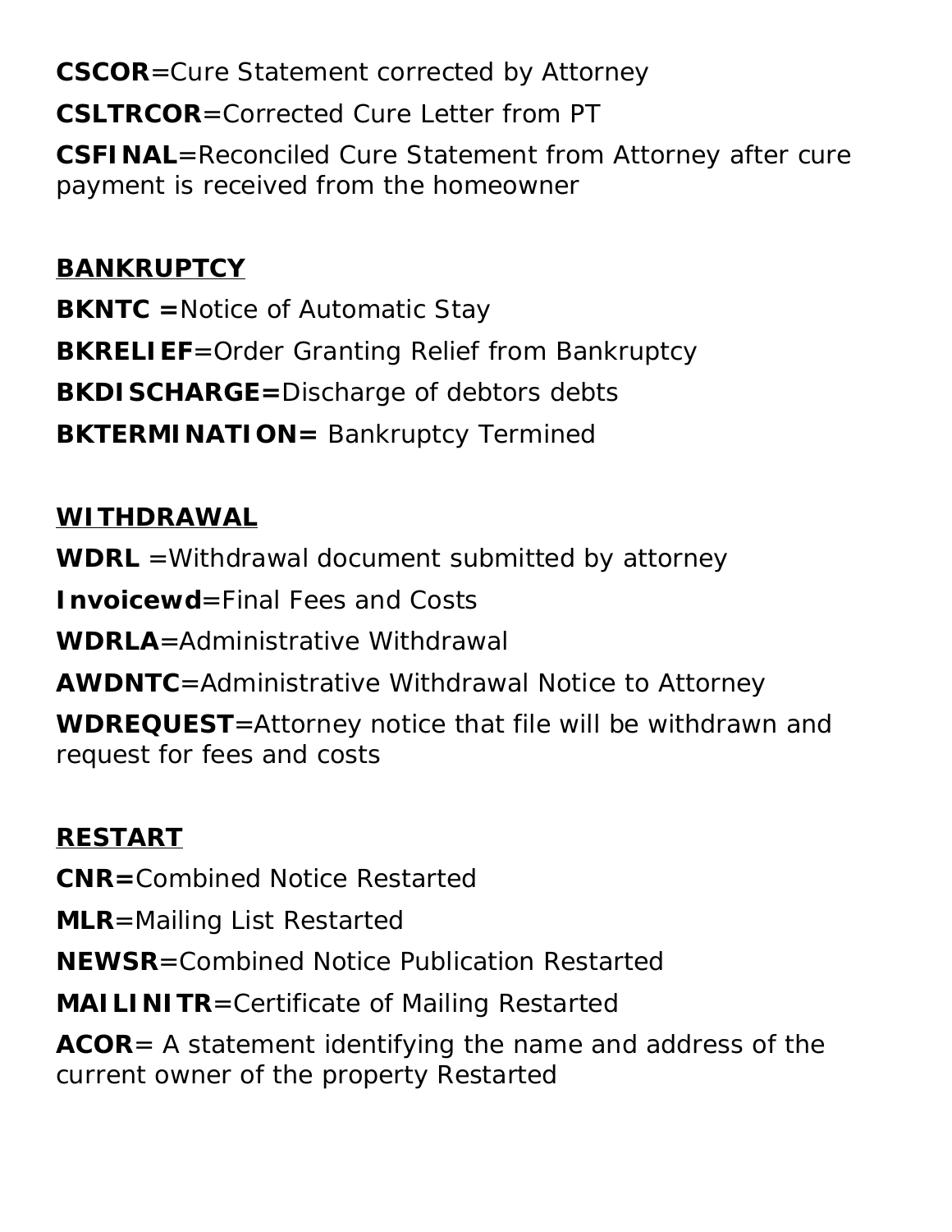**CSCOR**=Cure Statement corrected by Attorney

**CSLTRCOR**=Corrected Cure Letter from PT

**CSFINAL**=Reconciled Cure Statement from Attorney after cure payment is received from the homeowner

## BANKRUPTCY

**BKNTC =**Notice of Automatic Stay

**BKRELIEF**=Order Granting Relief from Bankruptcy

**BKDISCHARGE=**Discharge of debtors debts

**BKTERMINATION=** Bankruptcy Termined

## WITHDRAWAL

**WDRL** =Withdrawal document submitted by attorney

**Invoicewd**=Final Fees and Costs

**WDRLA**=Administrative Withdrawal

**AWDNTC**=Administrative Withdrawal Notice to Attorney

**WDREQUEST**=Attorney notice that file will be withdrawn and request for fees and costs

## RESTART

**CNR=**Combined Notice Restarted

**MLR**=Mailing List Restarted

**NEWSR**=Combined Notice Publication Restarted

**MAILINITR**=Certificate of Mailing Restarted

**ACOR**= A statement identifying the name and address of the current owner of the property Restarted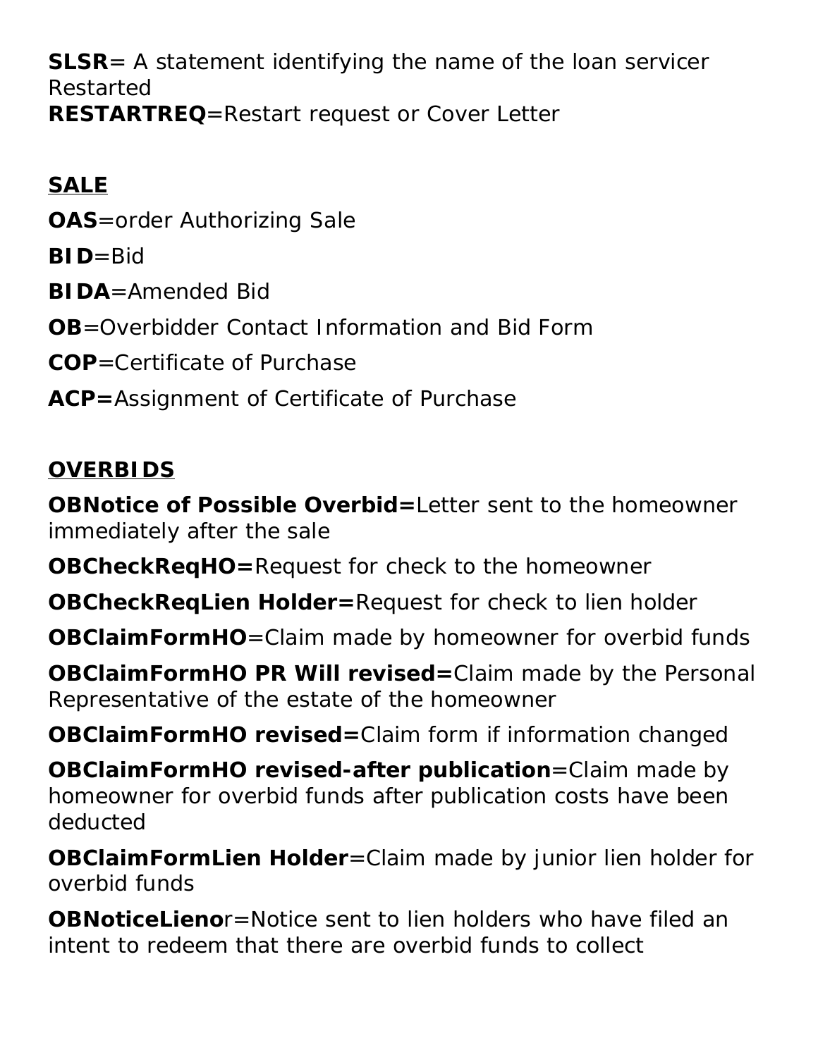**SLSR**= A statement identifying the name of the loan servicer

Restarted

**RESTARTREQ**=Restart request or Cover Letter

## SALE

**OAS**=order Authorizing Sale

**BID**=Bid

**BIDA**=Amended Bid

**OB**=Overbidder Contact Information and Bid Form

**COP**=Certificate of Purchase

**ACP=**Assignment of Certificate of Purchase

## OVERBIDS

**OBNotice of Possible Overbid=**Letter sent to the homeowner immediately after the sale

**OBCheckReqHO=**Request for check to the homeowner

**OBCheckReqLien Holder=**Request for check to lien holder

**OBClaimFormHO**=Claim made by homeowner for overbid funds

**OBClaimFormHO PR Will revised=**Claim made by the Personal Representative of the estate of the homeowner

**OBClaimFormHO revised=**Claim form if information changed

**OBClaimFormHO revised-after publication**=Claim made by homeowner for overbid funds after publication costs have been deducted

**OBClaimFormLien Holder**=Claim made by junior lien holder for overbid funds

**OBNoticeLieno**r=Notice sent to lien holders who have filed an intent to redeem that there are overbid funds to collect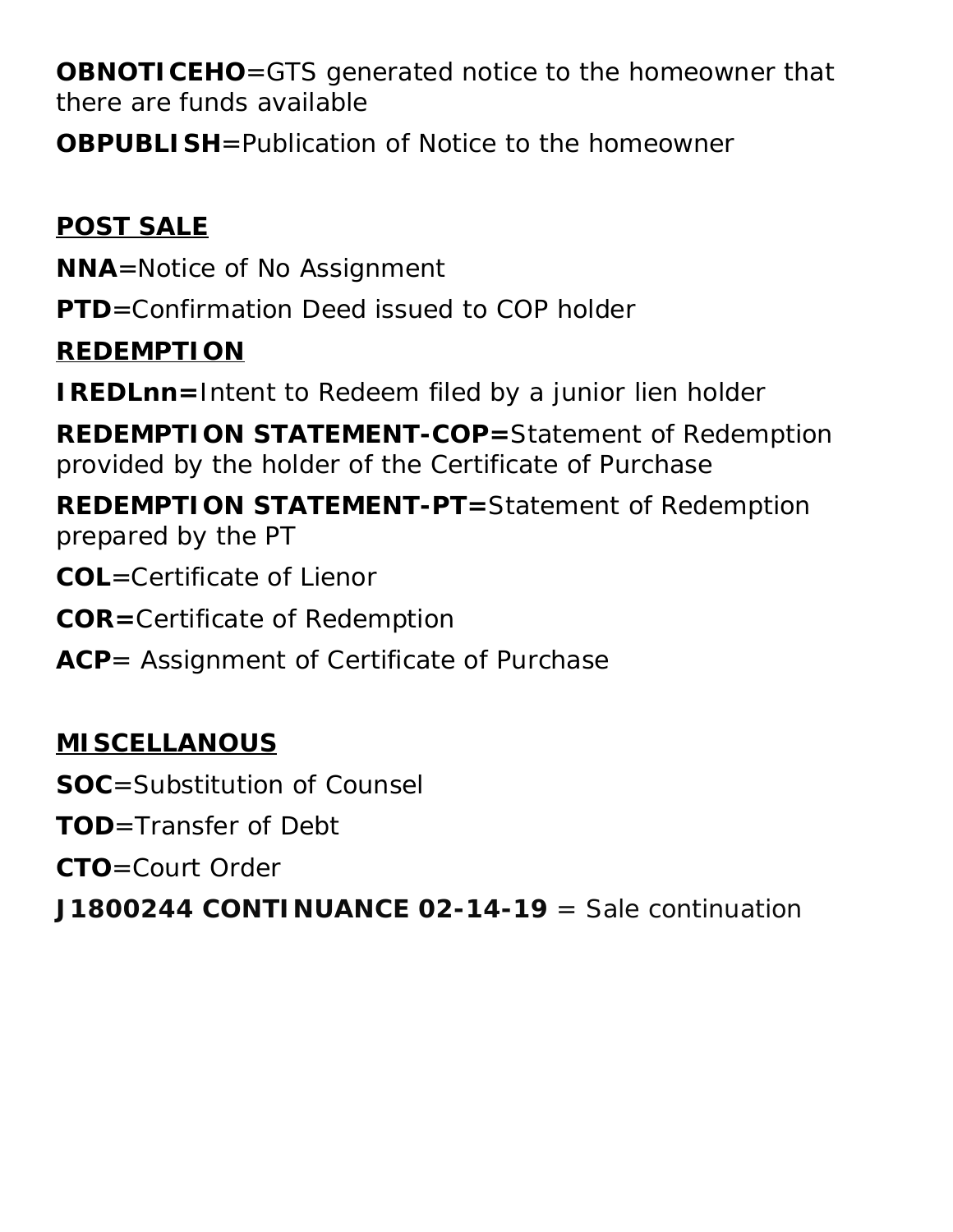**OBNOTICEHO**=GTS generated notice to the homeowner that there are funds available

**OBPUBLISH**=Publication of Notice to the homeowner

**<u>POST SALE</u>**

**NNA**=Notice of No Assignment

**PTD**=Confirmation Deed issued to COP holder

**<u>REDEMPTION</u>**

**IREDLnn=**Intent to Redeem filed by a junior lien holder

**REDEMPTION STATEMENT-COP=**Statement of Redemption provided by the holder of the Certificate of Purchase

**REDEMPTION STATEMENT-PT=**Statement of Redemption prepared by the PT

**COL**=Certificate of Lienor

**COR=**Certificate of Redemption

**ACP**= Assignment of Certificate of Purchase

**<u>MISCELLANOUS</u>**

**SOC**=Substitution of Counsel

**TOD**=Transfer of Debt

**CTO**=Court Order

**J1800244 CONTINUANCE 02-14-19** = Sale continuation